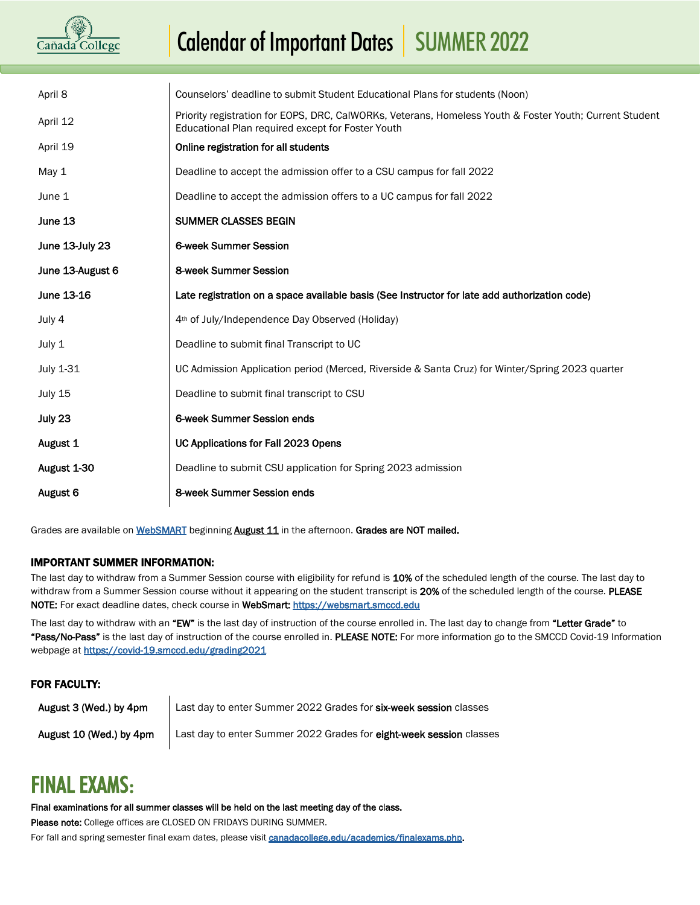# Cañada College

# Calendar of Important Dates | SUMMER 2022

| | |
|---|---|
| April 8 | Counselors' deadline to submit Student Educational Plans for students (Noon) |
| April 12 | Priority registration for EOPS, DRC, CalWORKs, Veterans, Homeless Youth & Foster Youth; Current Student Educational Plan required except for Foster Youth |
| April 19 | **Online registration for all students** |
| May 1 | Deadline to accept the admission offer to a CSU campus for fall 2022 |
| June 1 | Deadline to accept the admission offers to a UC campus for fall 2022 |
| **June 13** | **SUMMER CLASSES BEGIN** |
| **June 13-July 23** | **6-week Summer Session** |
| **June 13-August 6** | **8-week Summer Session** |
| **June 13-16** | **Late registration on a space available basis (See Instructor for late add authorization code)** |
| July 4 | 4th of July/Independence Day Observed (Holiday) |
| July 1 | Deadline to submit final Transcript to UC |
| July 1-31 | UC Admission Application period (Merced, Riverside & Santa Cruz) for Winter/Spring 2023 quarter |
| July 15 | Deadline to submit final transcript to CSU |
| **July 23** | **6-week Summer Session ends** |
| **August 1** | **UC Applications for Fall 2023 Opens** |
| **August 1-30** | Deadline to submit CSU application for Spring 2023 admission |
| **August 6** | **8-week Summer Session ends** |

Grades are available on WebSMART beginning **August 11** in the afternoon. **Grades are NOT mailed.**

### IMPORTANT SUMMER INFORMATION:

The last day to withdraw from a Summer Session course with eligibility for refund is **10%** of the scheduled length of the course. The last day to withdraw from a Summer Session course without it appearing on the student transcript is **20%** of the scheduled length of the course. **PLEASE NOTE:** For exact deadline dates, check course in **WebSmart:** https://websmart.smccd.edu

The last day to withdraw with an **"EW"** is the last day of instruction of the course enrolled in. The last day to change from **"Letter Grade"** to **"Pass/No-Pass"** is the last day of instruction of the course enrolled in. **PLEASE NOTE:** For more information go to the SMCCD Covid-19 Information webpage at https://covid-19.smccd.edu/grading2021

### FOR FACULTY:

| | |
|---|---|
| **August 3 (Wed.) by 4pm** | Last day to enter Summer 2022 Grades for **six-week session** classes |
| **August 10 (Wed.) by 4pm** | Last day to enter Summer 2022 Grades for **eight-week session** classes |

## FINAL EXAMS:

**Final examinations for all summer classes will be held on the last meeting day of the class.**

**Please note:** College offices are CLOSED ON FRIDAYS DURING SUMMER.

For fall and spring semester final exam dates, please visit canadacollege.edu/academics/finalexams.php.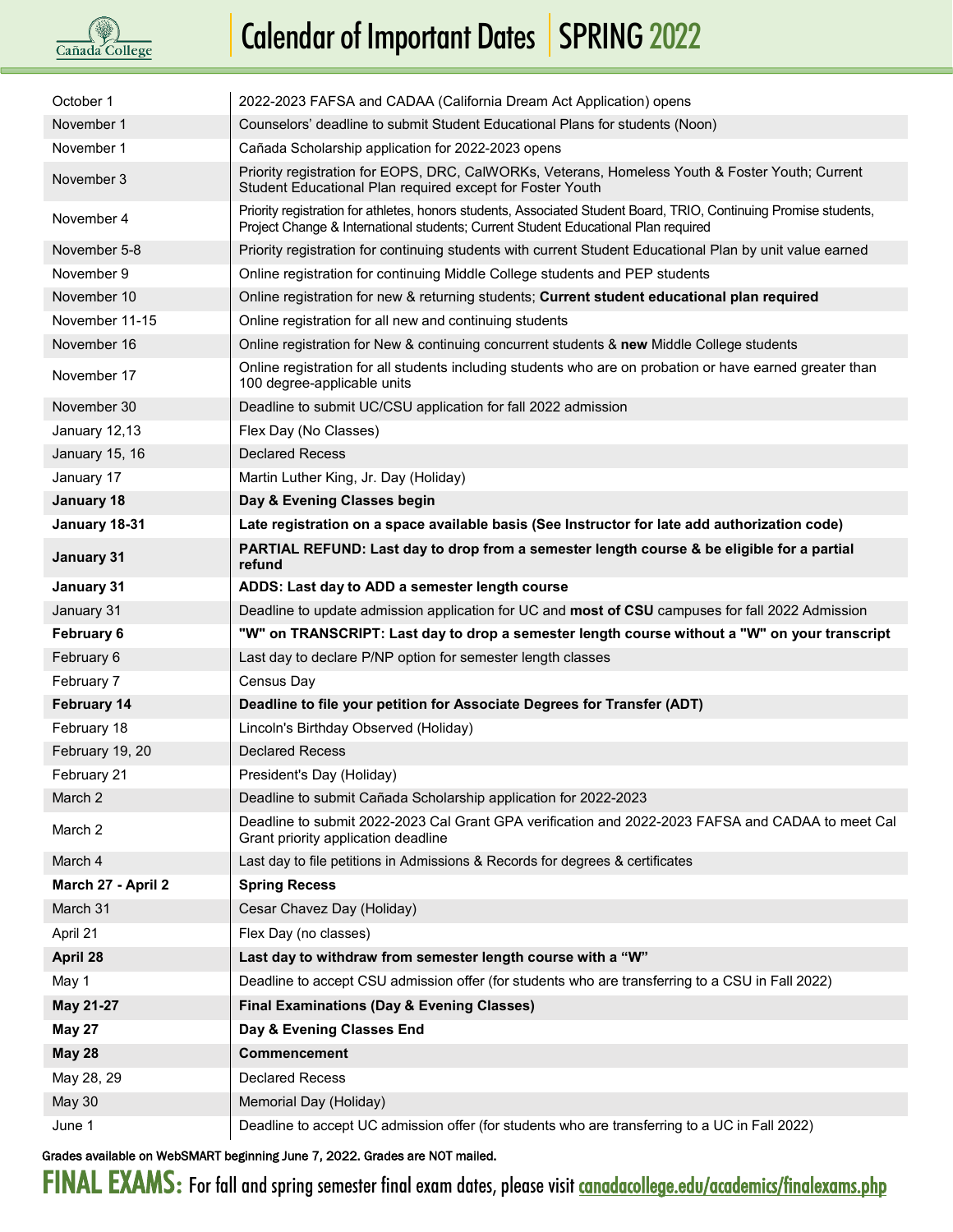# Calendar of Important Dates | SPRING 2022

| | |
|---|---|
| October 1 | 2022-2023 FAFSA and CADAA (California Dream Act Application) opens |
| November 1 | Counselors' deadline to submit Student Educational Plans for students (Noon) |
| November 1 | Cañada Scholarship application for 2022-2023 opens |
| November 3 | Priority registration for EOPS, DRC, CalWORKs, Veterans, Homeless Youth & Foster Youth; Current Student Educational Plan required except for Foster Youth |
| November 4 | Priority registration for athletes, honors students, Associated Student Board, TRIO, Continuing Promise students, Project Change & International students; Current Student Educational Plan required |
| November 5-8 | Priority registration for continuing students with current Student Educational Plan by unit value earned |
| November 9 | Online registration for continuing Middle College students and PEP students |
| November 10 | Online registration for new & returning students; **Current student educational plan required** |
| November 11-15 | Online registration for all new and continuing students |
| November 16 | Online registration for New & continuing concurrent students & **new** Middle College students |
| November 17 | Online registration for all students including students who are on probation or have earned greater than 100 degree-applicable units |
| November 30 | Deadline to submit UC/CSU application for fall 2022 admission |
| January 12,13 | Flex Day (No Classes) |
| January 15, 16 | Declared Recess |
| January 17 | Martin Luther King, Jr. Day (Holiday) |
| **January 18** | **Day & Evening Classes begin** |
| **January 18-31** | **Late registration on a space available basis (See Instructor for late add authorization code)** |
| **January 31** | **PARTIAL REFUND: Last day to drop from a semester length course & be eligible for a partial refund** |
| **January 31** | **ADDS: Last day to ADD a semester length course** |
| January 31 | Deadline to update admission application for UC and **most of CSU** campuses for fall 2022 Admission |
| **February 6** | **"W" on TRANSCRIPT: Last day to drop a semester length course without a "W" on your transcript** |
| February 6 | Last day to declare P/NP option for semester length classes |
| February 7 | Census Day |
| **February 14** | **Deadline to file your petition for Associate Degrees for Transfer (ADT)** |
| February 18 | Lincoln's Birthday Observed (Holiday) |
| February 19, 20 | Declared Recess |
| February 21 | President's Day (Holiday) |
| March 2 | Deadline to submit Cañada Scholarship application for 2022-2023 |
| March 2 | Deadline to submit 2022-2023 Cal Grant GPA verification and 2022-2023 FAFSA and CADAA to meet Cal Grant priority application deadline |
| March 4 | Last day to file petitions in Admissions & Records for degrees & certificates |
| **March 27 - April 2** | **Spring Recess** |
| March 31 | Cesar Chavez Day (Holiday) |
| April 21 | Flex Day (no classes) |
| **April 28** | **Last day to withdraw from semester length course with a "W"** |
| May 1 | Deadline to accept CSU admission offer (for students who are transferring to a CSU in Fall 2022) |
| **May 21-27** | **Final Examinations (Day & Evening Classes)** |
| **May 27** | **Day & Evening Classes End** |
| **May 28** | **Commencement** |
| May 28, 29 | Declared Recess |
| May 30 | Memorial Day (Holiday) |
| June 1 | Deadline to accept UC admission offer (for students who are transferring to a UC in Fall 2022) |

Grades available on WebSMART beginning June 7, 2022. Grades are NOT mailed.

**FINAL EXAMS:** For fall and spring semester final exam dates, please visit canadacollege.edu/academics/finalexams.php